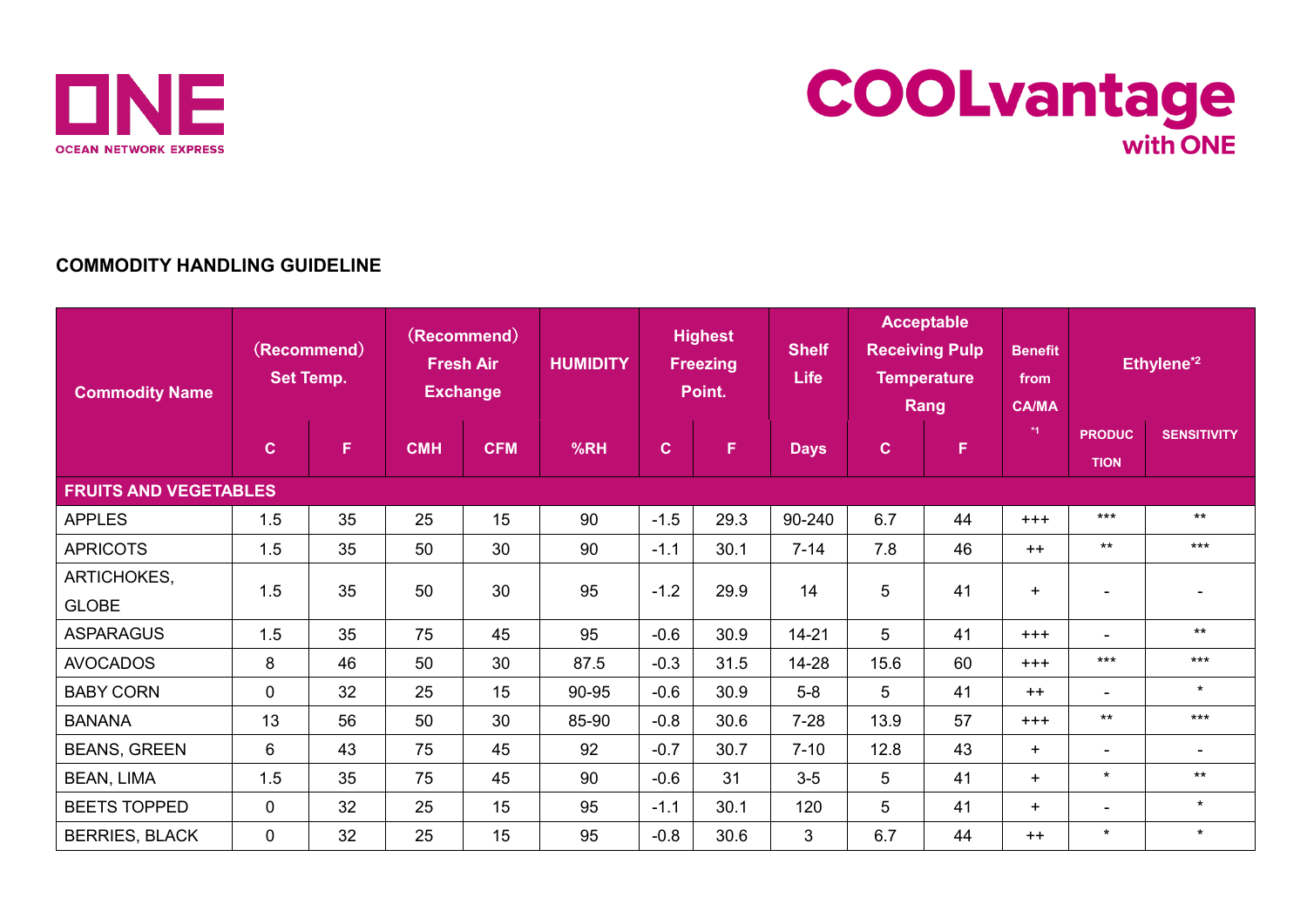ONE
OCEAN NETWORK EXPRESS

COOLvantage with ONE

### COMMODITY HANDLING GUIDELINE

| Commodity Name | (Recommend) Set Temp. | | (Recommend) Fresh Air Exchange | | HUMIDITY | Highest Freezing Point. | | Shelf Life | Acceptable Receiving Pulp Temperature Rang | | Benefit from CA/MA [*1] | Ethylene[*2] | |
|---|---|---|---|---|---|---|---|---|---|---|---|---|---|
| | C | F | CMH | CFM | %RH | C | F | Days | C | F | | PRODUCTION | SENSITIVITY |
| **FRUITS AND VEGETABLES** | | | | | | | | | | | | | |
| APPLES | 1.5 | 35 | 25 | 15 | 90 | -1.5 | 29.3 | 90-240 | 6.7 | 44 | +++ | *** | ** |
| APRICOTS | 1.5 | 35 | 50 | 30 | 90 | -1.1 | 30.1 | 7-14 | 7.8 | 46 | ++ | ** | *** |
| ARTICHOKES, GLOBE | 1.5 | 35 | 50 | 30 | 95 | -1.2 | 29.9 | 14 | 5 | 41 | + | - | - |
| ASPARAGUS | 1.5 | 35 | 75 | 45 | 95 | -0.6 | 30.9 | 14-21 | 5 | 41 | +++ | - | ** |
| AVOCADOS | 8 | 46 | 50 | 30 | 87.5 | -0.3 | 31.5 | 14-28 | 15.6 | 60 | +++ | *** | *** |
| BABY CORN | 0 | 32 | 25 | 15 | 90-95 | -0.6 | 30.9 | 5-8 | 5 | 41 | ++ | - | * |
| BANANA | 13 | 56 | 50 | 30 | 85-90 | -0.8 | 30.6 | 7-28 | 13.9 | 57 | +++ | ** | *** |
| BEANS, GREEN | 6 | 43 | 75 | 45 | 92 | -0.7 | 30.7 | 7-10 | 12.8 | 43 | + | - | - |
| BEAN, LIMA | 1.5 | 35 | 75 | 45 | 90 | -0.6 | 31 | 3-5 | 5 | 41 | + | * | ** |
| BEETS TOPPED | 0 | 32 | 25 | 15 | 95 | -1.1 | 30.1 | 120 | 5 | 41 | + | - | * |
| BERRIES, BLACK | 0 | 32 | 25 | 15 | 95 | -0.8 | 30.6 | 3 | 6.7 | 44 | ++ | * | * |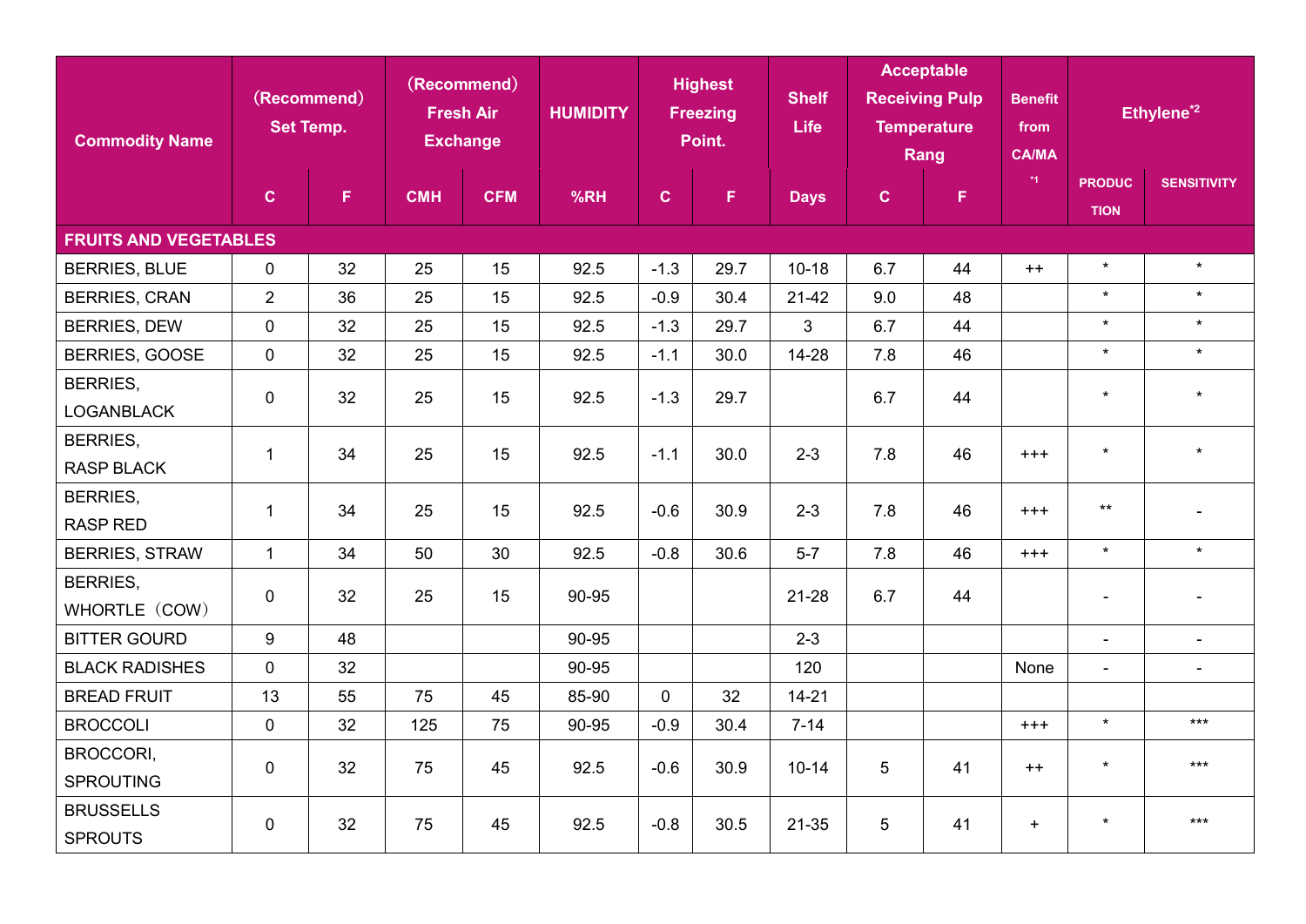| Commodity Name | (Recommend) Set Temp. | | (Recommend) Fresh Air Exchange | | HUMIDITY | Highest Freezing Point. | | Shelf Life | Acceptable Receiving Pulp Temperature Rang | | Benefit from CA/MA *1 | Ethylene*2 | |
|---|---|---|---|---|---|---|---|---|---|---|---|---|---|
| | C | F | CMH | CFM | %RH | C | F | Days | C | F | | PRODUCTION | SENSITIVITY |
| **FRUITS AND VEGETABLES** | | | | | | | | | | | | | |
| BERRIES, BLUE | 0 | 32 | 25 | 15 | 92.5 | -1.3 | 29.7 | 10-18 | 6.7 | 44 | ++ | * | * |
| BERRIES, CRAN | 2 | 36 | 25 | 15 | 92.5 | -0.9 | 30.4 | 21-42 | 9.0 | 48 | | * | * |
| BERRIES, DEW | 0 | 32 | 25 | 15 | 92.5 | -1.3 | 29.7 | 3 | 6.7 | 44 | | * | * |
| BERRIES, GOOSE | 0 | 32 | 25 | 15 | 92.5 | -1.1 | 30.0 | 14-28 | 7.8 | 46 | | * | * |
| BERRIES, LOGANBLACK | 0 | 32 | 25 | 15 | 92.5 | -1.3 | 29.7 | | 6.7 | 44 | | * | * |
| BERRIES, RASP BLACK | 1 | 34 | 25 | 15 | 92.5 | -1.1 | 30.0 | 2-3 | 7.8 | 46 | +++ | * | * |
| BERRIES, RASP RED | 1 | 34 | 25 | 15 | 92.5 | -0.6 | 30.9 | 2-3 | 7.8 | 46 | +++ | ** | - |
| BERRIES, STRAW | 1 | 34 | 50 | 30 | 92.5 | -0.8 | 30.6 | 5-7 | 7.8 | 46 | +++ | * | * |
| BERRIES, WHORTLE（COW） | 0 | 32 | 25 | 15 | 90-95 | | | 21-28 | 6.7 | 44 | | - | - |
| BITTER GOURD | 9 | 48 | | | 90-95 | | | 2-3 | | | | - | - |
| BLACK RADISHES | 0 | 32 | | | 90-95 | | | 120 | | | None | - | - |
| BREAD FRUIT | 13 | 55 | 75 | 45 | 85-90 | 0 | 32 | 14-21 | | | | | |
| BROCCOLI | 0 | 32 | 125 | 75 | 90-95 | -0.9 | 30.4 | 7-14 | | | +++ | * | *** |
| BROCCORI, SPROUTING | 0 | 32 | 75 | 45 | 92.5 | -0.6 | 30.9 | 10-14 | 5 | 41 | ++ | * | *** |
| BRUSSELLS SPROUTS | 0 | 32 | 75 | 45 | 92.5 | -0.8 | 30.5 | 21-35 | 5 | 41 | + | * | *** |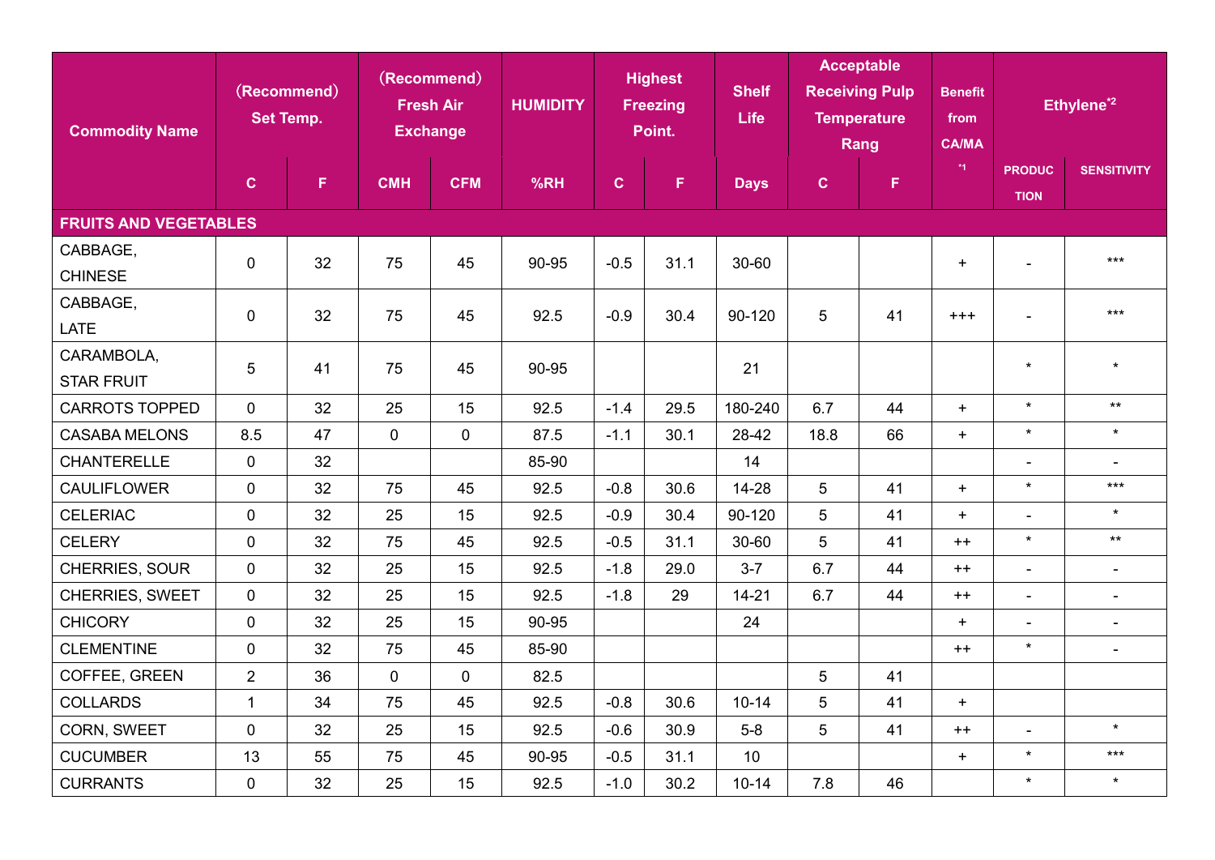| Commodity Name | (Recommend) Set Temp. | | (Recommend) Fresh Air Exchange | | HUMIDITY | Highest Freezing Point. | | Shelf Life | Acceptable Receiving Pulp Temperature Rang | | Benefit from CA/MA [*1] | Ethylene[*2] | |
|---|---|---|---|---|---|---|---|---|---|---|---|---|---|
| | C | F | CMH | CFM | %RH | C | F | Days | C | F | | PRODUCTION | SENSITIVITY |
| **FRUITS AND VEGETABLES** | | | | | | | | | | | | | |
| CABBAGE, CHINESE | 0 | 32 | 75 | 45 | 90-95 | -0.5 | 31.1 | 30-60 | | | + | - | *** |
| CABBAGE, LATE | 0 | 32 | 75 | 45 | 92.5 | -0.9 | 30.4 | 90-120 | 5 | 41 | +++ | - | *** |
| CARAMBOLA, STAR FRUIT | 5 | 41 | 75 | 45 | 90-95 | | | 21 | | | | * | * |
| CARROTS TOPPED | 0 | 32 | 25 | 15 | 92.5 | -1.4 | 29.5 | 180-240 | 6.7 | 44 | + | * | ** |
| CASABA MELONS | 8.5 | 47 | 0 | 0 | 87.5 | -1.1 | 30.1 | 28-42 | 18.8 | 66 | + | * | * |
| CHANTERELLE | 0 | 32 | | | 85-90 | | | 14 | | | | - | - |
| CAULIFLOWER | 0 | 32 | 75 | 45 | 92.5 | -0.8 | 30.6 | 14-28 | 5 | 41 | + | * | *** |
| CELERIAC | 0 | 32 | 25 | 15 | 92.5 | -0.9 | 30.4 | 90-120 | 5 | 41 | + | - | * |
| CELERY | 0 | 32 | 75 | 45 | 92.5 | -0.5 | 31.1 | 30-60 | 5 | 41 | ++ | * | ** |
| CHERRIES, SOUR | 0 | 32 | 25 | 15 | 92.5 | -1.8 | 29.0 | 3-7 | 6.7 | 44 | ++ | - | - |
| CHERRIES, SWEET | 0 | 32 | 25 | 15 | 92.5 | -1.8 | 29 | 14-21 | 6.7 | 44 | ++ | - | - |
| CHICORY | 0 | 32 | 25 | 15 | 90-95 | | | 24 | | | + | - | - |
| CLEMENTINE | 0 | 32 | 75 | 45 | 85-90 | | | | | | ++ | * | - |
| COFFEE, GREEN | 2 | 36 | 0 | 0 | 82.5 | | | | 5 | 41 | | | |
| COLLARDS | 1 | 34 | 75 | 45 | 92.5 | -0.8 | 30.6 | 10-14 | 5 | 41 | + | | |
| CORN, SWEET | 0 | 32 | 25 | 15 | 92.5 | -0.6 | 30.9 | 5-8 | 5 | 41 | ++ | - | * |
| CUCUMBER | 13 | 55 | 75 | 45 | 90-95 | -0.5 | 31.1 | 10 | | | + | * | *** |
| CURRANTS | 0 | 32 | 25 | 15 | 92.5 | -1.0 | 30.2 | 10-14 | 7.8 | 46 | | * | * |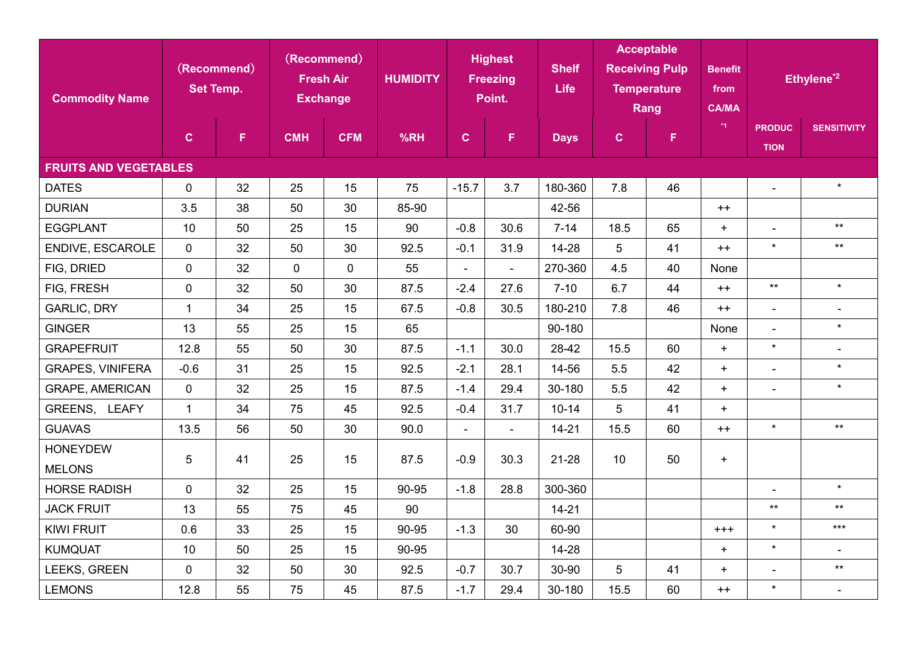| Commodity Name | (Recommend) Set Temp. | | (Recommend) Fresh Air Exchange | | HUMIDITY | Highest Freezing Point. | | Shelf Life | Acceptable Receiving Pulp Temperature Rang | | Benefit from CA/MA *1 | Ethylene*2 | |
|---|---|---|---|---|---|---|---|---|---|---|---|---|---|
| | C | F | CMH | CFM | %RH | C | F | Days | C | F | | PRODUCTION | SENSITIVITY |
| **FRUITS AND VEGETABLES** | | | | | | | | | | | | | |
| DATES | 0 | 32 | 25 | 15 | 75 | -15.7 | 3.7 | 180-360 | 7.8 | 46 | | - | * |
| DURIAN | 3.5 | 38 | 50 | 30 | 85-90 | | | 42-56 | | | ++ | | |
| EGGPLANT | 10 | 50 | 25 | 15 | 90 | -0.8 | 30.6 | 7-14 | 18.5 | 65 | + | - | ** |
| ENDIVE, ESCAROLE | 0 | 32 | 50 | 30 | 92.5 | -0.1 | 31.9 | 14-28 | 5 | 41 | ++ | * | ** |
| FIG, DRIED | 0 | 32 | 0 | 0 | 55 | - | - | 270-360 | 4.5 | 40 | None | | |
| FIG, FRESH | 0 | 32 | 50 | 30 | 87.5 | -2.4 | 27.6 | 7-10 | 6.7 | 44 | ++ | ** | * |
| GARLIC, DRY | 1 | 34 | 25 | 15 | 67.5 | -0.8 | 30.5 | 180-210 | 7.8 | 46 | ++ | - | - |
| GINGER | 13 | 55 | 25 | 15 | 65 | | | 90-180 | | | None | - | * |
| GRAPEFRUIT | 12.8 | 55 | 50 | 30 | 87.5 | -1.1 | 30.0 | 28-42 | 15.5 | 60 | + | * | - |
| GRAPES, VINIFERA | -0.6 | 31 | 25 | 15 | 92.5 | -2.1 | 28.1 | 14-56 | 5.5 | 42 | + | - | * |
| GRAPE, AMERICAN | 0 | 32 | 25 | 15 | 87.5 | -1.4 | 29.4 | 30-180 | 5.5 | 42 | + | - | * |
| GREENS, LEAFY | 1 | 34 | 75 | 45 | 92.5 | -0.4 | 31.7 | 10-14 | 5 | 41 | + | | |
| GUAVAS | 13.5 | 56 | 50 | 30 | 90.0 | - | - | 14-21 | 15.5 | 60 | ++ | * | ** |
| HONEYDEW MELONS | 5 | 41 | 25 | 15 | 87.5 | -0.9 | 30.3 | 21-28 | 10 | 50 | + | | |
| HORSE RADISH | 0 | 32 | 25 | 15 | 90-95 | -1.8 | 28.8 | 300-360 | | | | - | * |
| JACK FRUIT | 13 | 55 | 75 | 45 | 90 | | | 14-21 | | | | ** | ** |
| KIWI FRUIT | 0.6 | 33 | 25 | 15 | 90-95 | -1.3 | 30 | 60-90 | | | +++ | * | *** |
| KUMQUAT | 10 | 50 | 25 | 15 | 90-95 | | | 14-28 | | | + | * | - |
| LEEKS, GREEN | 0 | 32 | 50 | 30 | 92.5 | -0.7 | 30.7 | 30-90 | 5 | 41 | + | - | ** |
| LEMONS | 12.8 | 55 | 75 | 45 | 87.5 | -1.7 | 29.4 | 30-180 | 15.5 | 60 | ++ | * | - |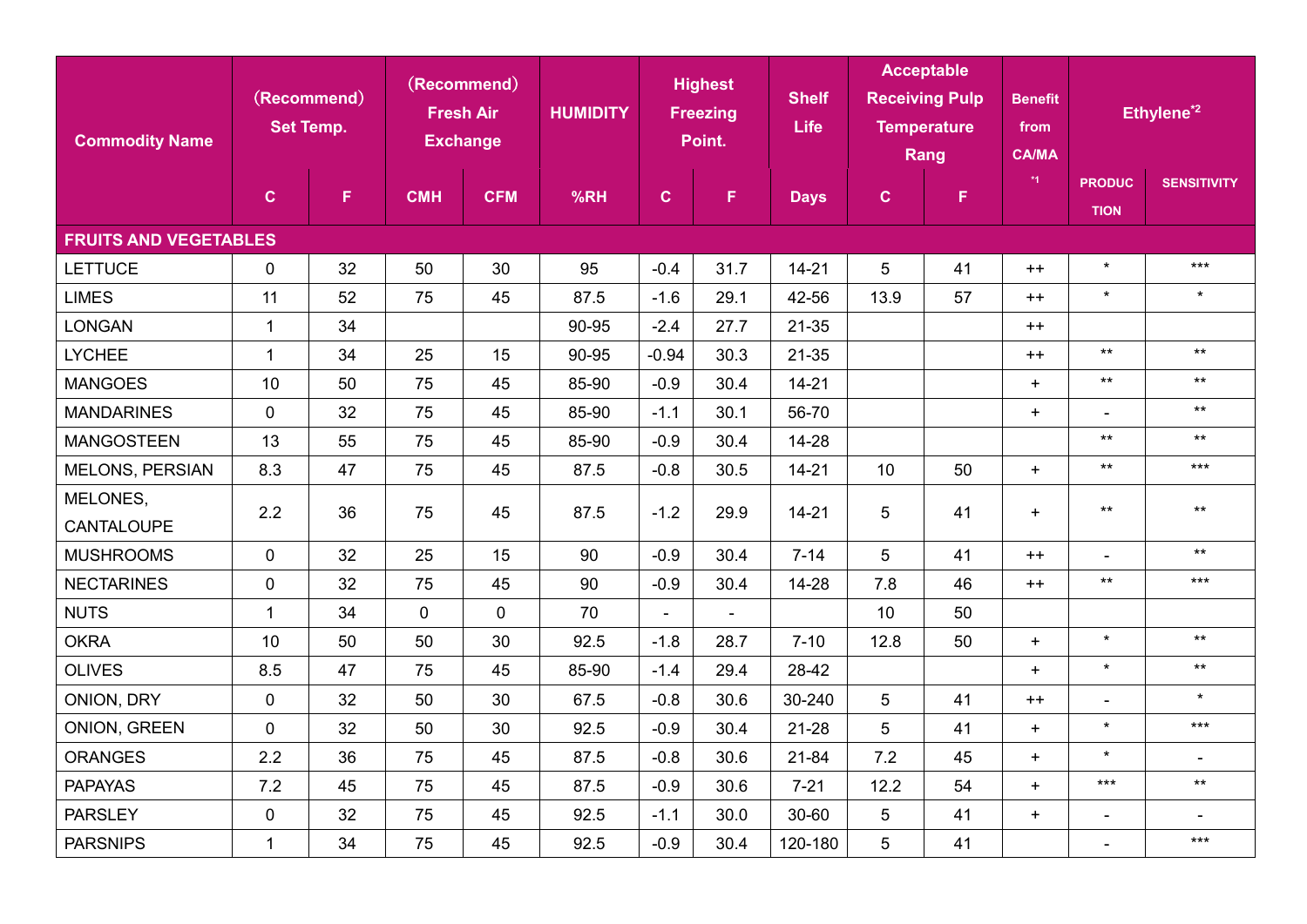| Commodity Name | (Recommend) Set Temp. | | (Recommend) Fresh Air Exchange | | HUMIDITY | Highest Freezing Point. | | Shelf Life | Acceptable Receiving Pulp Temperature Rang | | Benefit from CA/MA [*1] | Ethylene[*2] | |
|---|---|---|---|---|---|---|---|---|---|---|---|---|---|
| | C | F | CMH | CFM | %RH | C | F | Days | C | F | | PRODUCTION | SENSITIVITY |
| **FRUITS AND VEGETABLES** | | | | | | | | | | | | | |
| LETTUCE | 0 | 32 | 50 | 30 | 95 | -0.4 | 31.7 | 14-21 | 5 | 41 | ++ | * | *** |
| LIMES | 11 | 52 | 75 | 45 | 87.5 | -1.6 | 29.1 | 42-56 | 13.9 | 57 | ++ | * | * |
| LONGAN | 1 | 34 | | | 90-95 | -2.4 | 27.7 | 21-35 | | | ++ | | |
| LYCHEE | 1 | 34 | 25 | 15 | 90-95 | -0.94 | 30.3 | 21-35 | | | ++ | ** | ** |
| MANGOES | 10 | 50 | 75 | 45 | 85-90 | -0.9 | 30.4 | 14-21 | | | + | ** | ** |
| MANDARINES | 0 | 32 | 75 | 45 | 85-90 | -1.1 | 30.1 | 56-70 | | | + | - | ** |
| MANGOSTEEN | 13 | 55 | 75 | 45 | 85-90 | -0.9 | 30.4 | 14-28 | | | | ** | ** |
| MELONS, PERSIAN | 8.3 | 47 | 75 | 45 | 87.5 | -0.8 | 30.5 | 14-21 | 10 | 50 | + | ** | *** |
| MELONES, CANTALOUPE | 2.2 | 36 | 75 | 45 | 87.5 | -1.2 | 29.9 | 14-21 | 5 | 41 | + | ** | ** |
| MUSHROOMS | 0 | 32 | 25 | 15 | 90 | -0.9 | 30.4 | 7-14 | 5 | 41 | ++ | - | ** |
| NECTARINES | 0 | 32 | 75 | 45 | 90 | -0.9 | 30.4 | 14-28 | 7.8 | 46 | ++ | ** | *** |
| NUTS | 1 | 34 | 0 | 0 | 70 | - | - | | 10 | 50 | | | |
| OKRA | 10 | 50 | 50 | 30 | 92.5 | -1.8 | 28.7 | 7-10 | 12.8 | 50 | + | * | ** |
| OLIVES | 8.5 | 47 | 75 | 45 | 85-90 | -1.4 | 29.4 | 28-42 | | | + | * | ** |
| ONION, DRY | 0 | 32 | 50 | 30 | 67.5 | -0.8 | 30.6 | 30-240 | 5 | 41 | ++ | - | * |
| ONION, GREEN | 0 | 32 | 50 | 30 | 92.5 | -0.9 | 30.4 | 21-28 | 5 | 41 | + | * | *** |
| ORANGES | 2.2 | 36 | 75 | 45 | 87.5 | -0.8 | 30.6 | 21-84 | 7.2 | 45 | + | * | - |
| PAPAYAS | 7.2 | 45 | 75 | 45 | 87.5 | -0.9 | 30.6 | 7-21 | 12.2 | 54 | + | *** | ** |
| PARSLEY | 0 | 32 | 75 | 45 | 92.5 | -1.1 | 30.0 | 30-60 | 5 | 41 | + | - | - |
| PARSNIPS | 1 | 34 | 75 | 45 | 92.5 | -0.9 | 30.4 | 120-180 | 5 | 41 | | - | *** |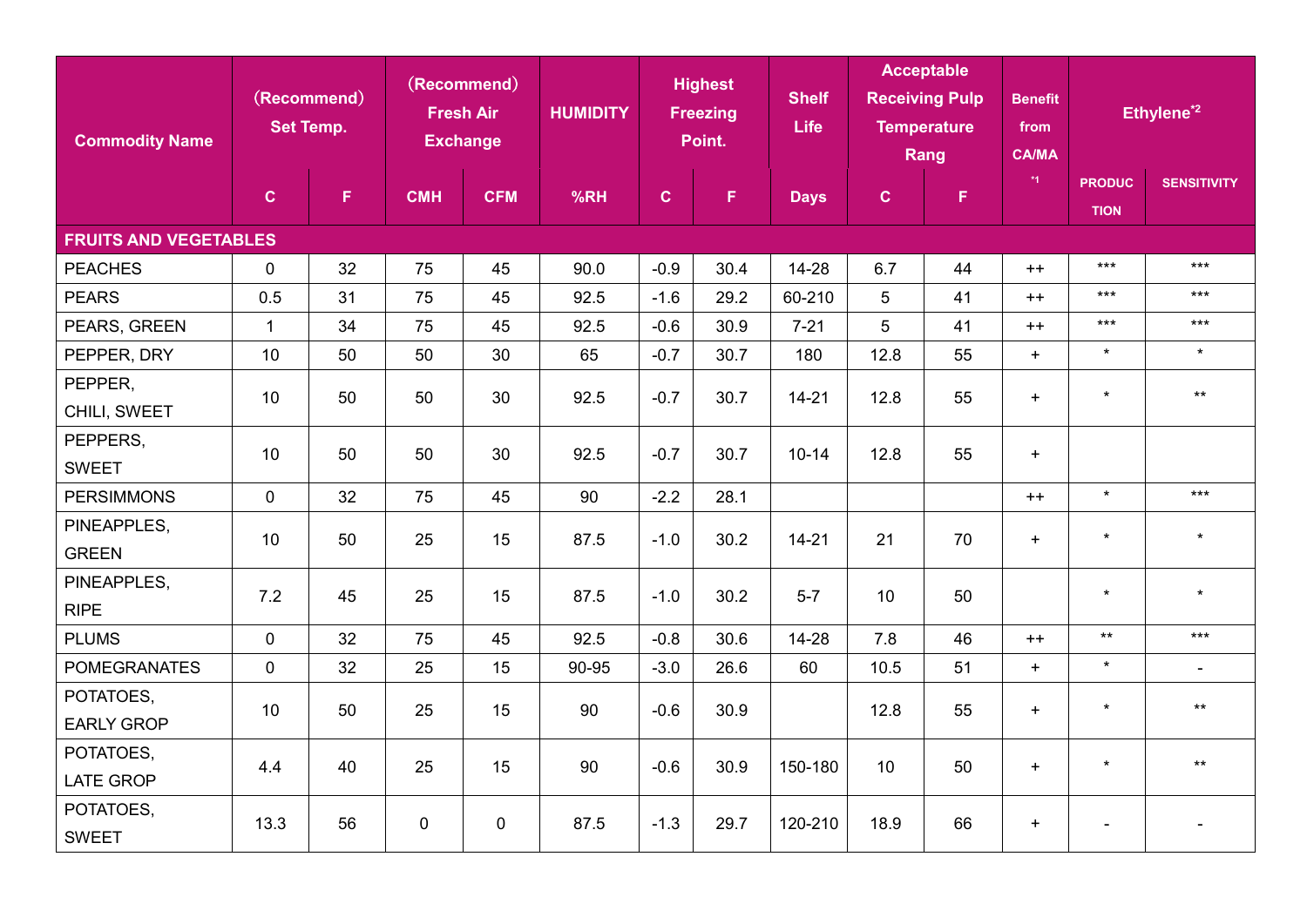| Commodity Name | (Recommend) Set Temp. | | (Recommend) Fresh Air Exchange | | HUMIDITY | Highest Freezing Point. | | Shelf Life | Acceptable Receiving Pulp Temperature Rang | | Benefit from CA/MA [*1] | Ethylene[*2] | |
|---|---|---|---|---|---|---|---|---|---|---|---|---|---|
| | C | F | CMH | CFM | %RH | C | F | Days | C | F | | PRODUCTION | SENSITIVITY |
| **FRUITS AND VEGETABLES** | | | | | | | | | | | | | |
| PEACHES | 0 | 32 | 75 | 45 | 90.0 | -0.9 | 30.4 | 14-28 | 6.7 | 44 | ++ | *** | *** |
| PEARS | 0.5 | 31 | 75 | 45 | 92.5 | -1.6 | 29.2 | 60-210 | 5 | 41 | ++ | *** | *** |
| PEARS, GREEN | 1 | 34 | 75 | 45 | 92.5 | -0.6 | 30.9 | 7-21 | 5 | 41 | ++ | *** | *** |
| PEPPER, DRY | 10 | 50 | 50 | 30 | 65 | -0.7 | 30.7 | 180 | 12.8 | 55 | + | * | * |
| PEPPER, CHILI, SWEET | 10 | 50 | 50 | 30 | 92.5 | -0.7 | 30.7 | 14-21 | 12.8 | 55 | + | * | ** |
| PEPPERS, SWEET | 10 | 50 | 50 | 30 | 92.5 | -0.7 | 30.7 | 10-14 | 12.8 | 55 | + | | |
| PERSIMMONS | 0 | 32 | 75 | 45 | 90 | -2.2 | 28.1 | | | | ++ | * | *** |
| PINEAPPLES, GREEN | 10 | 50 | 25 | 15 | 87.5 | -1.0 | 30.2 | 14-21 | 21 | 70 | + | * | * |
| PINEAPPLES, RIPE | 7.2 | 45 | 25 | 15 | 87.5 | -1.0 | 30.2 | 5-7 | 10 | 50 | | * | * |
| PLUMS | 0 | 32 | 75 | 45 | 92.5 | -0.8 | 30.6 | 14-28 | 7.8 | 46 | ++ | ** | *** |
| POMEGRANATES | 0 | 32 | 25 | 15 | 90-95 | -3.0 | 26.6 | 60 | 10.5 | 51 | + | * | - |
| POTATOES, EARLY GROP | 10 | 50 | 25 | 15 | 90 | -0.6 | 30.9 | | 12.8 | 55 | + | * | ** |
| POTATOES, LATE GROP | 4.4 | 40 | 25 | 15 | 90 | -0.6 | 30.9 | 150-180 | 10 | 50 | + | * | ** |
| POTATOES, SWEET | 13.3 | 56 | 0 | 0 | 87.5 | -1.3 | 29.7 | 120-210 | 18.9 | 66 | + | - | - |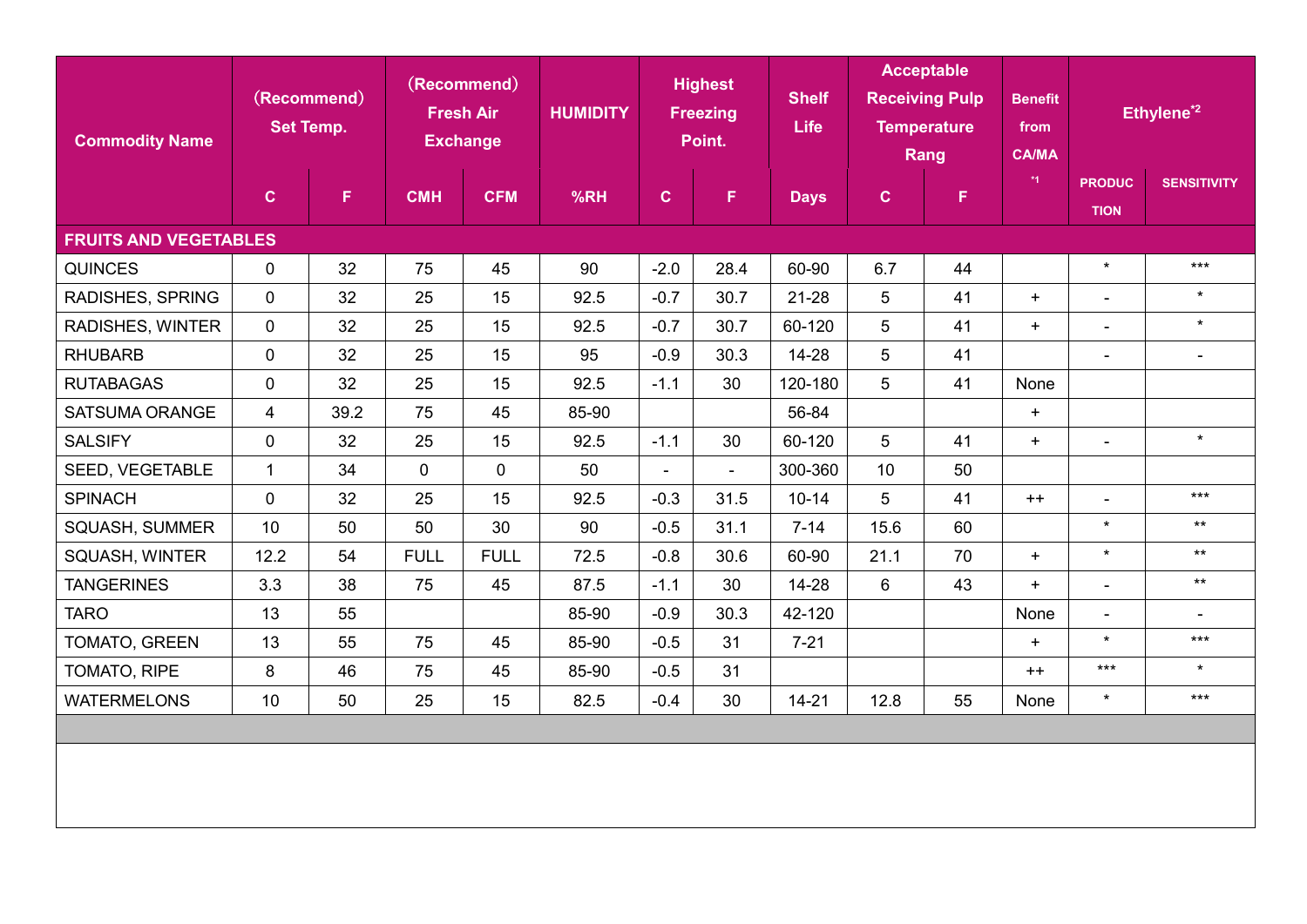| Commodity Name | (Recommend) Set Temp. | | (Recommend) Fresh Air Exchange | | HUMIDITY | Highest Freezing Point. | | Shelf Life | Acceptable Receiving Pulp Temperature Rang | | Benefit from CA/MA [1] | Ethylene[2] | |
|---|---|---|---|---|---|---|---|---|---|---|---|---|---|
| | C | F | CMH | CFM | %RH | C | F | Days | C | F | | PRODUCTION | SENSITIVITY |
| **FRUITS AND VEGETABLES** | | | | | | | | | | | | | |
| QUINCES | 0 | 32 | 75 | 45 | 90 | -2.0 | 28.4 | 60-90 | 6.7 | 44 | | * | *** |
| RADISHES, SPRING | 0 | 32 | 25 | 15 | 92.5 | -0.7 | 30.7 | 21-28 | 5 | 41 | + | - | * |
| RADISHES, WINTER | 0 | 32 | 25 | 15 | 92.5 | -0.7 | 30.7 | 60-120 | 5 | 41 | + | - | * |
| RHUBARB | 0 | 32 | 25 | 15 | 95 | -0.9 | 30.3 | 14-28 | 5 | 41 | | - | - |
| RUTABAGAS | 0 | 32 | 25 | 15 | 92.5 | -1.1 | 30 | 120-180 | 5 | 41 | None | | |
| SATSUMA ORANGE | 4 | 39.2 | 75 | 45 | 85-90 | | | 56-84 | | | + | | |
| SALSIFY | 0 | 32 | 25 | 15 | 92.5 | -1.1 | 30 | 60-120 | 5 | 41 | + | - | * |
| SEED, VEGETABLE | 1 | 34 | 0 | 0 | 50 | - | - | 300-360 | 10 | 50 | | | |
| SPINACH | 0 | 32 | 25 | 15 | 92.5 | -0.3 | 31.5 | 10-14 | 5 | 41 | ++ | - | *** |
| SQUASH, SUMMER | 10 | 50 | 50 | 30 | 90 | -0.5 | 31.1 | 7-14 | 15.6 | 60 | | * | ** |
| SQUASH, WINTER | 12.2 | 54 | FULL | FULL | 72.5 | -0.8 | 30.6 | 60-90 | 21.1 | 70 | + | * | ** |
| TANGERINES | 3.3 | 38 | 75 | 45 | 87.5 | -1.1 | 30 | 14-28 | 6 | 43 | + | - | ** |
| TARO | 13 | 55 | | | 85-90 | -0.9 | 30.3 | 42-120 | | | None | - | - |
| TOMATO, GREEN | 13 | 55 | 75 | 45 | 85-90 | -0.5 | 31 | 7-21 | | | + | * | *** |
| TOMATO, RIPE | 8 | 46 | 75 | 45 | 85-90 | -0.5 | 31 | | | | ++ | *** | * |
| WATERMELONS | 10 | 50 | 25 | 15 | 82.5 | -0.4 | 30 | 14-21 | 12.8 | 55 | None | * | *** |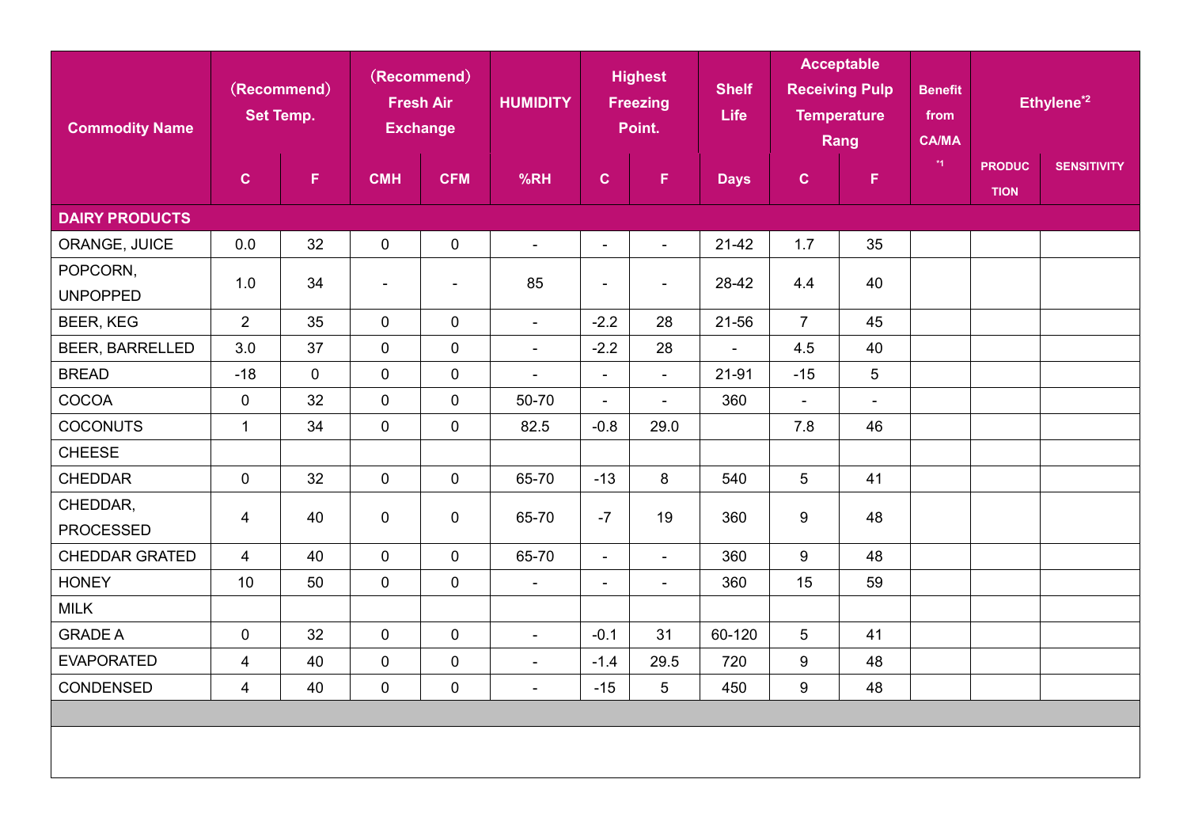| Commodity Name | (Recommend) Set Temp. | | (Recommend) Fresh Air Exchange | | HUMIDITY | Highest Freezing Point. | | Shelf Life | Acceptable Receiving Pulp Temperature Rang | | Benefit from CA/MA [1] | Ethylene[2] | |
|---|---|---|---|---|---|---|---|---|---|---|---|---|---|
| | C | F | CMH | CFM | %RH | C | F | Days | C | F | | PRODUCTION | SENSITIVITY |
| **DAIRY PRODUCTS** | | | | | | | | | | | | | |
| ORANGE, JUICE | 0.0 | 32 | 0 | 0 | - | - | - | 21-42 | 1.7 | 35 | | | |
| POPCORN, UNPOPPED | 1.0 | 34 | - | - | 85 | - | - | 28-42 | 4.4 | 40 | | | |
| BEER, KEG | 2 | 35 | 0 | 0 | - | -2.2 | 28 | 21-56 | 7 | 45 | | | |
| BEER, BARRELLED | 3.0 | 37 | 0 | 0 | - | -2.2 | 28 | - | 4.5 | 40 | | | |
| BREAD | -18 | 0 | 0 | 0 | - | - | - | 21-91 | -15 | 5 | | | |
| COCOA | 0 | 32 | 0 | 0 | 50-70 | - | - | 360 | - | - | | | |
| COCONUTS | 1 | 34 | 0 | 0 | 82.5 | -0.8 | 29.0 | | 7.8 | 46 | | | |
| CHEESE | | | | | | | | | | | | | |
| CHEDDAR | 0 | 32 | 0 | 0 | 65-70 | -13 | 8 | 540 | 5 | 41 | | | |
| CHEDDAR, PROCESSED | 4 | 40 | 0 | 0 | 65-70 | -7 | 19 | 360 | 9 | 48 | | | |
| CHEDDAR GRATED | 4 | 40 | 0 | 0 | 65-70 | - | - | 360 | 9 | 48 | | | |
| HONEY | 10 | 50 | 0 | 0 | - | - | - | 360 | 15 | 59 | | | |
| MILK | | | | | | | | | | | | | |
| GRADE A | 0 | 32 | 0 | 0 | - | -0.1 | 31 | 60-120 | 5 | 41 | | | |
| EVAPORATED | 4 | 40 | 0 | 0 | - | -1.4 | 29.5 | 720 | 9 | 48 | | | |
| CONDENSED | 4 | 40 | 0 | 0 | - | -15 | 5 | 450 | 9 | 48 | | | |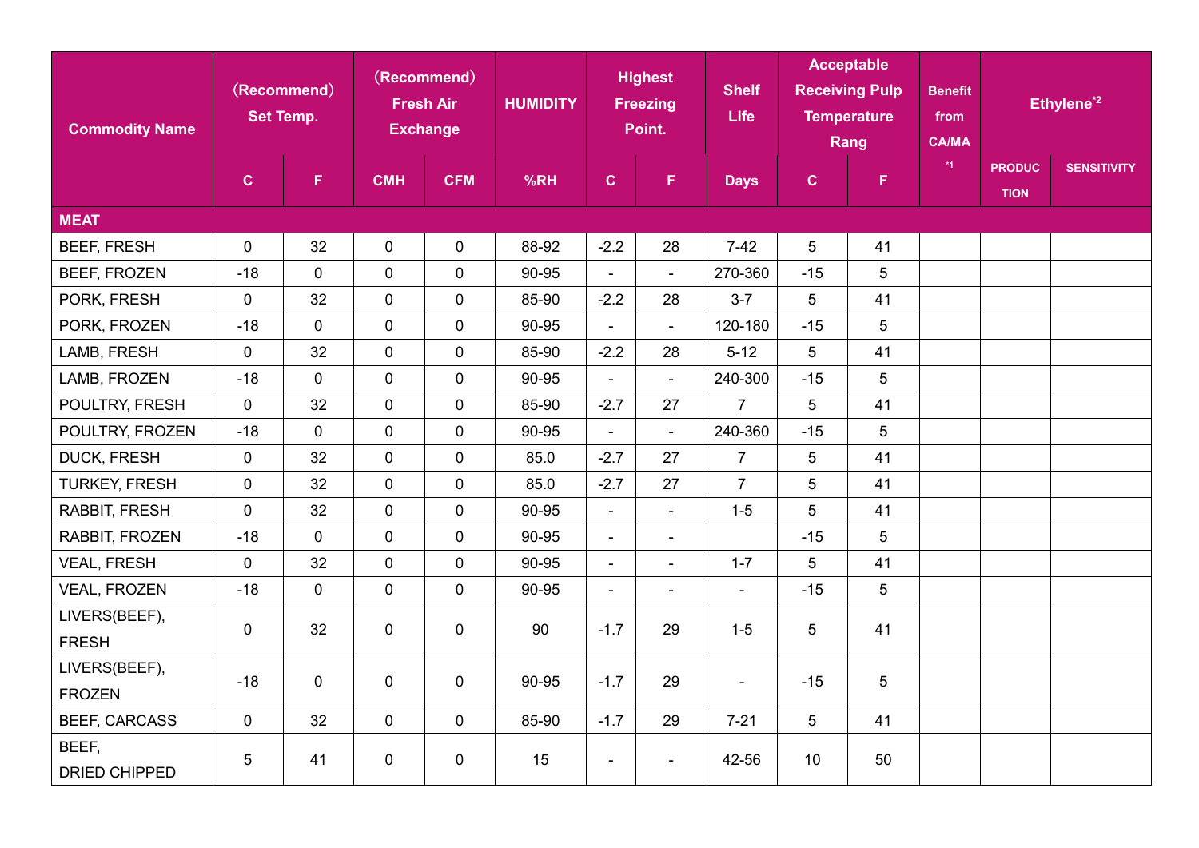| Commodity Name | (Recommend) Set Temp. | | (Recommend) Fresh Air Exchange | | HUMIDITY | Highest Freezing Point. | | Shelf Life | Acceptable Receiving Pulp Temperature Rang | | Benefit from CA/MA [*1] | Ethylene[*2] | |
|---|---|---|---|---|---|---|---|---|---|---|---|---|---|
| | C | F | CMH | CFM | %RH | C | F | Days | C | F | | PRODUCTION | SENSITIVITY |
| **MEAT** | | | | | | | | | | | | | |
| BEEF, FRESH | 0 | 32 | 0 | 0 | 88-92 | -2.2 | 28 | 7-42 | 5 | 41 | | | |
| BEEF, FROZEN | -18 | 0 | 0 | 0 | 90-95 | - | - | 270-360 | -15 | 5 | | | |
| PORK, FRESH | 0 | 32 | 0 | 0 | 85-90 | -2.2 | 28 | 3-7 | 5 | 41 | | | |
| PORK, FROZEN | -18 | 0 | 0 | 0 | 90-95 | - | - | 120-180 | -15 | 5 | | | |
| LAMB, FRESH | 0 | 32 | 0 | 0 | 85-90 | -2.2 | 28 | 5-12 | 5 | 41 | | | |
| LAMB, FROZEN | -18 | 0 | 0 | 0 | 90-95 | - | - | 240-300 | -15 | 5 | | | |
| POULTRY, FRESH | 0 | 32 | 0 | 0 | 85-90 | -2.7 | 27 | 7 | 5 | 41 | | | |
| POULTRY, FROZEN | -18 | 0 | 0 | 0 | 90-95 | - | - | 240-360 | -15 | 5 | | | |
| DUCK, FRESH | 0 | 32 | 0 | 0 | 85.0 | -2.7 | 27 | 7 | 5 | 41 | | | |
| TURKEY, FRESH | 0 | 32 | 0 | 0 | 85.0 | -2.7 | 27 | 7 | 5 | 41 | | | |
| RABBIT, FRESH | 0 | 32 | 0 | 0 | 90-95 | - | - | 1-5 | 5 | 41 | | | |
| RABBIT, FROZEN | -18 | 0 | 0 | 0 | 90-95 | - | - | | -15 | 5 | | | |
| VEAL, FRESH | 0 | 32 | 0 | 0 | 90-95 | - | - | 1-7 | 5 | 41 | | | |
| VEAL, FROZEN | -18 | 0 | 0 | 0 | 90-95 | - | - | - | -15 | 5 | | | |
| LIVERS(BEEF), FRESH | 0 | 32 | 0 | 0 | 90 | -1.7 | 29 | 1-5 | 5 | 41 | | | |
| LIVERS(BEEF), FROZEN | -18 | 0 | 0 | 0 | 90-95 | -1.7 | 29 | - | -15 | 5 | | | |
| BEEF, CARCASS | 0 | 32 | 0 | 0 | 85-90 | -1.7 | 29 | 7-21 | 5 | 41 | | | |
| BEEF, DRIED CHIPPED | 5 | 41 | 0 | 0 | 15 | - | - | 42-56 | 10 | 50 | | | |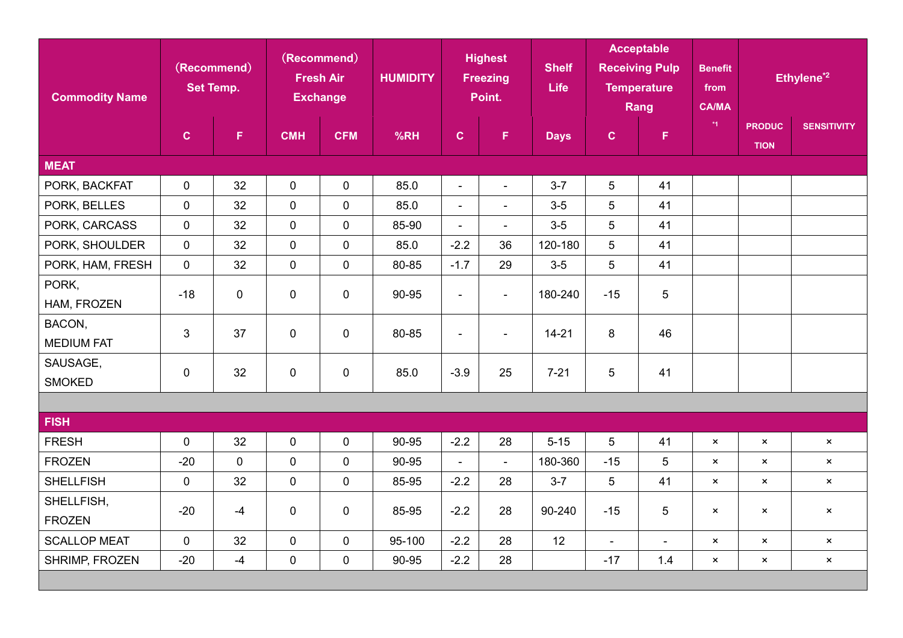| Commodity Name | (Recommend) Set Temp. | | (Recommend) Fresh Air Exchange | | HUMIDITY | Highest Freezing Point. | | Shelf Life | Acceptable Receiving Pulp Temperature Rang | | Benefit from CA/MA [*1] | Ethylene[*2] | |
|---|---|---|---|---|---|---|---|---|---|---|---|---|---|
| | C | F | CMH | CFM | %RH | C | F | Days | C | F | | PRODUCTION | SENSITIVITY |
| **MEAT** | | | | | | | | | | | | | |
| PORK, BACKFAT | 0 | 32 | 0 | 0 | 85.0 | - | - | 3-7 | 5 | 41 | | | |
| PORK, BELLES | 0 | 32 | 0 | 0 | 85.0 | - | - | 3-5 | 5 | 41 | | | |
| PORK, CARCASS | 0 | 32 | 0 | 0 | 85-90 | - | - | 3-5 | 5 | 41 | | | |
| PORK, SHOULDER | 0 | 32 | 0 | 0 | 85.0 | -2.2 | 36 | 120-180 | 5 | 41 | | | |
| PORK, HAM, FRESH | 0 | 32 | 0 | 0 | 80-85 | -1.7 | 29 | 3-5 | 5 | 41 | | | |
| PORK, HAM, FROZEN | -18 | 0 | 0 | 0 | 90-95 | - | - | 180-240 | -15 | 5 | | | |
| BACON, MEDIUM FAT | 3 | 37 | 0 | 0 | 80-85 | - | - | 14-21 | 8 | 46 | | | |
| SAUSAGE, SMOKED | 0 | 32 | 0 | 0 | 85.0 | -3.9 | 25 | 7-21 | 5 | 41 | | | |
| | | | | | | | | | | | | | |
| **FISH** | | | | | | | | | | | | | |
| FRESH | 0 | 32 | 0 | 0 | 90-95 | -2.2 | 28 | 5-15 | 5 | 41 | × | × | × |
| FROZEN | -20 | 0 | 0 | 0 | 90-95 | - | - | 180-360 | -15 | 5 | × | × | × |
| SHELLFISH | 0 | 32 | 0 | 0 | 85-95 | -2.2 | 28 | 3-7 | 5 | 41 | × | × | × |
| SHELLFISH, FROZEN | -20 | -4 | 0 | 0 | 85-95 | -2.2 | 28 | 90-240 | -15 | 5 | × | × | × |
| SCALLOP MEAT | 0 | 32 | 0 | 0 | 95-100 | -2.2 | 28 | 12 | - | - | × | × | × |
| SHRIMP, FROZEN | -20 | -4 | 0 | 0 | 90-95 | -2.2 | 28 | | -17 | 1.4 | × | × | × |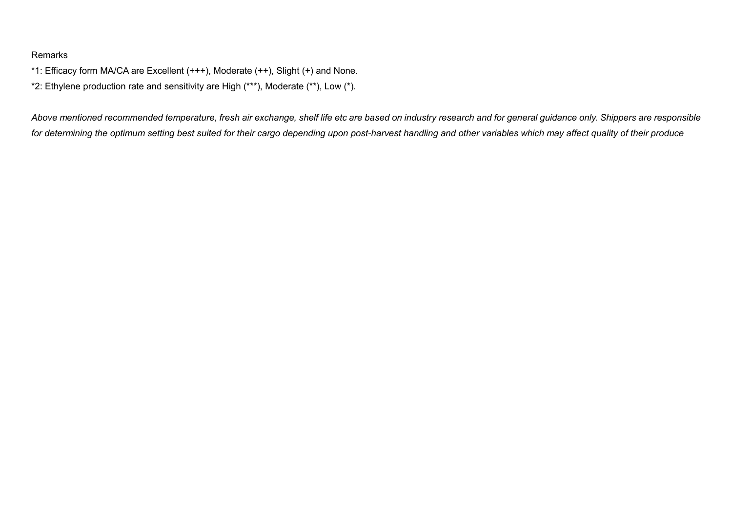Remarks

*1: Efficacy form MA/CA are Excellent (+++), Moderate (++), Slight (+) and None.

*2: Ethylene production rate and sensitivity are High (***), Moderate (**), Low (*).

*Above mentioned recommended temperature, fresh air exchange, shelf life etc are based on industry research and for general guidance only. Shippers are responsible for determining the optimum setting best suited for their cargo depending upon post-harvest handling and other variables which may affect quality of their produce*